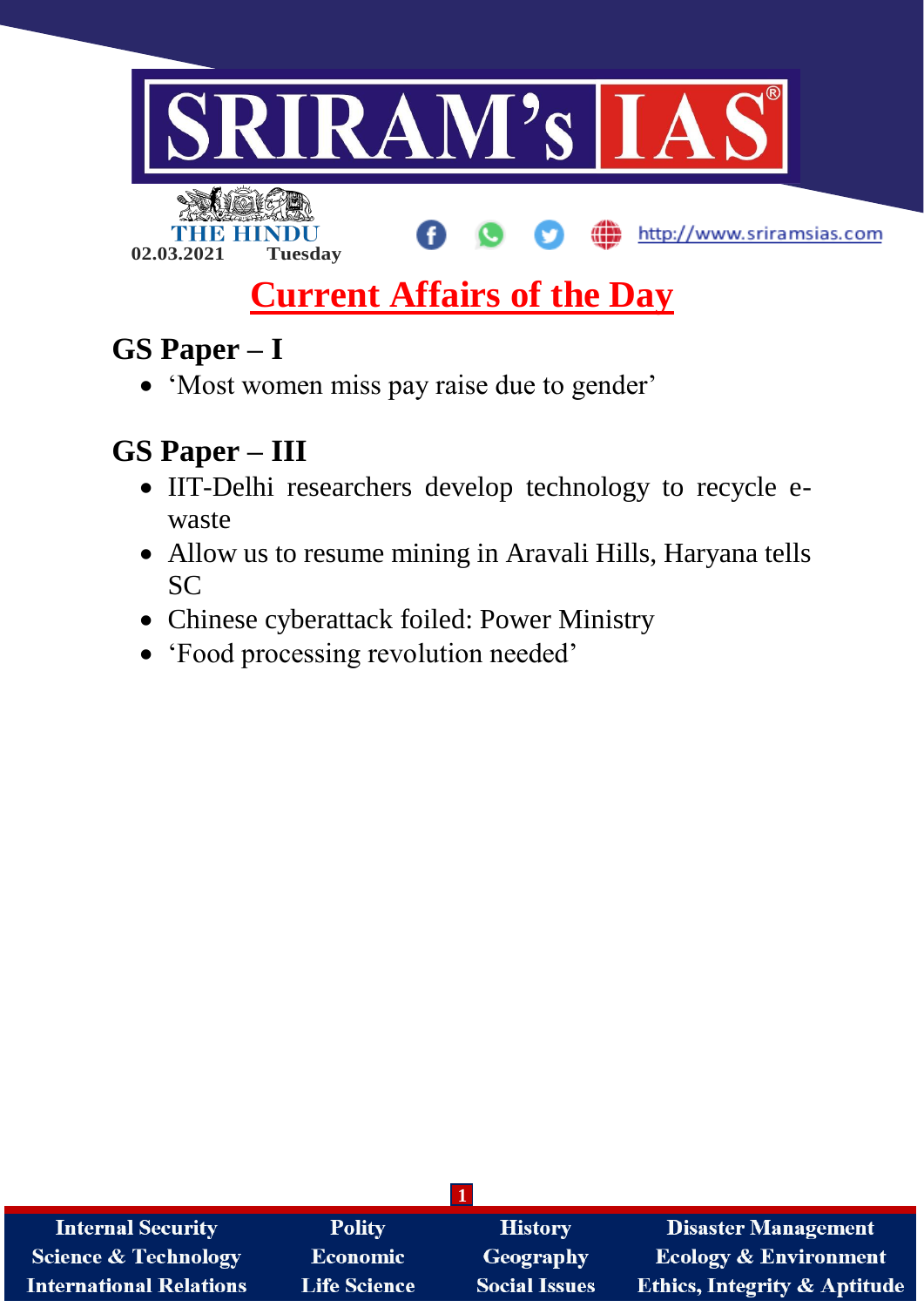THE HINDU
02.03.2021 Tuesday

# Current Affairs of the Day

## GS Paper – I

- 'Most women miss pay raise due to gender'

## GS Paper – III

- IIT-Delhi researchers develop technology to recycle e-waste
- Allow us to resume mining in Aravali Hills, Haryana tells SC
- Chinese cyberattack foiled: Power Ministry
- 'Food processing revolution needed'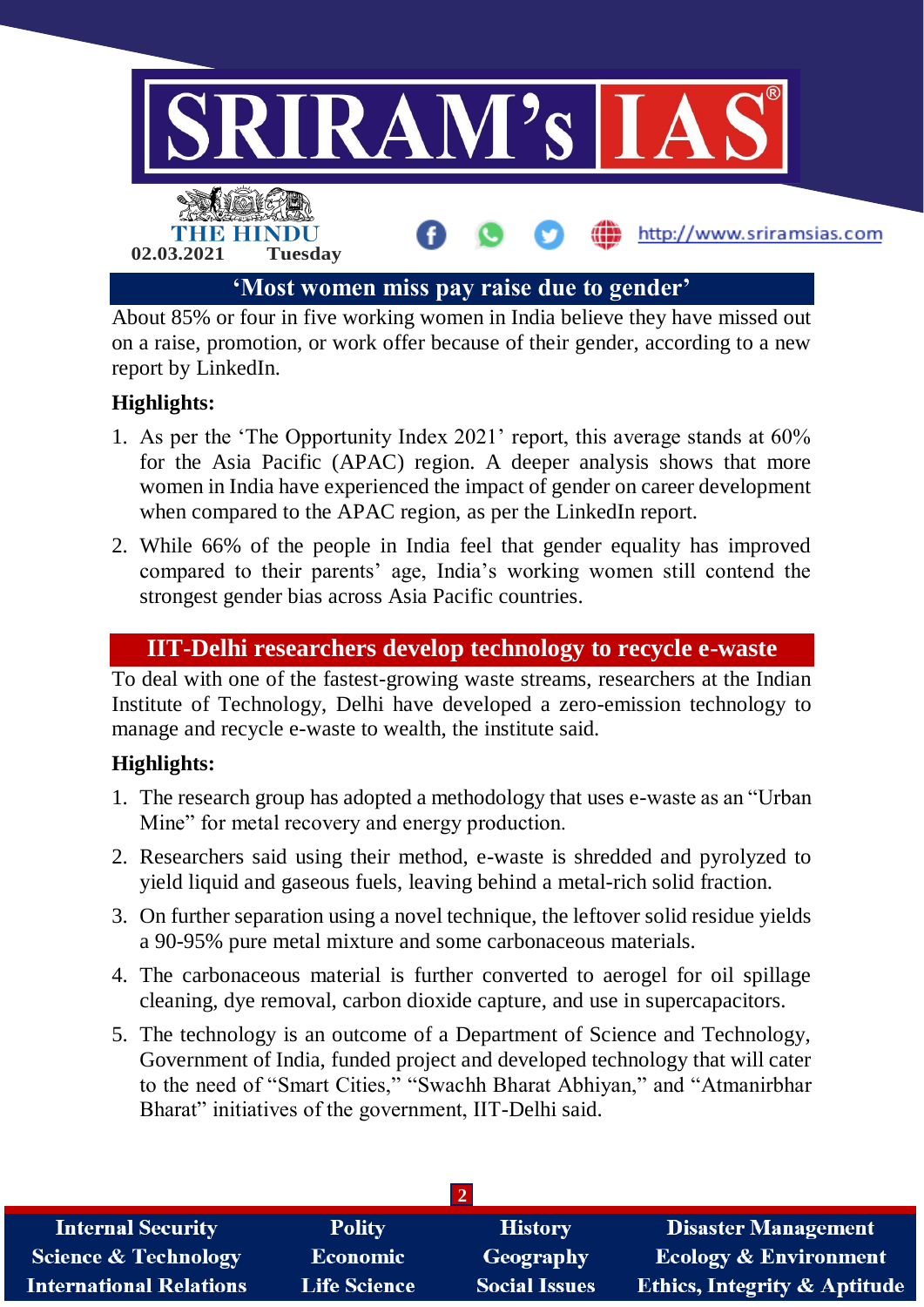## 'Most women miss pay raise due to gender'

About 85% or four in five working women in India believe they have missed out on a raise, promotion, or work offer because of their gender, according to a new report by LinkedIn.

**Highlights:**

1. As per the 'The Opportunity Index 2021' report, this average stands at 60% for the Asia Pacific (APAC) region. A deeper analysis shows that more women in India have experienced the impact of gender on career development when compared to the APAC region, as per the LinkedIn report.
2. While 66% of the people in India feel that gender equality has improved compared to their parents' age, India's working women still contend the strongest gender bias across Asia Pacific countries.

## IIT-Delhi researchers develop technology to recycle e-waste

To deal with one of the fastest-growing waste streams, researchers at the Indian Institute of Technology, Delhi have developed a zero-emission technology to manage and recycle e-waste to wealth, the institute said.

**Highlights:**

1. The research group has adopted a methodology that uses e-waste as an "Urban Mine" for metal recovery and energy production.
2. Researchers said using their method, e-waste is shredded and pyrolyzed to yield liquid and gaseous fuels, leaving behind a metal-rich solid fraction.
3. On further separation using a novel technique, the leftover solid residue yields a 90-95% pure metal mixture and some carbonaceous materials.
4. The carbonaceous material is further converted to aerogel for oil spillage cleaning, dye removal, carbon dioxide capture, and use in supercapacitors.
5. The technology is an outcome of a Department of Science and Technology, Government of India, funded project and developed technology that will cater to the need of "Smart Cities," "Swachh Bharat Abhiyan," and "Atmanirbhar Bharat" initiatives of the government, IIT-Delhi said.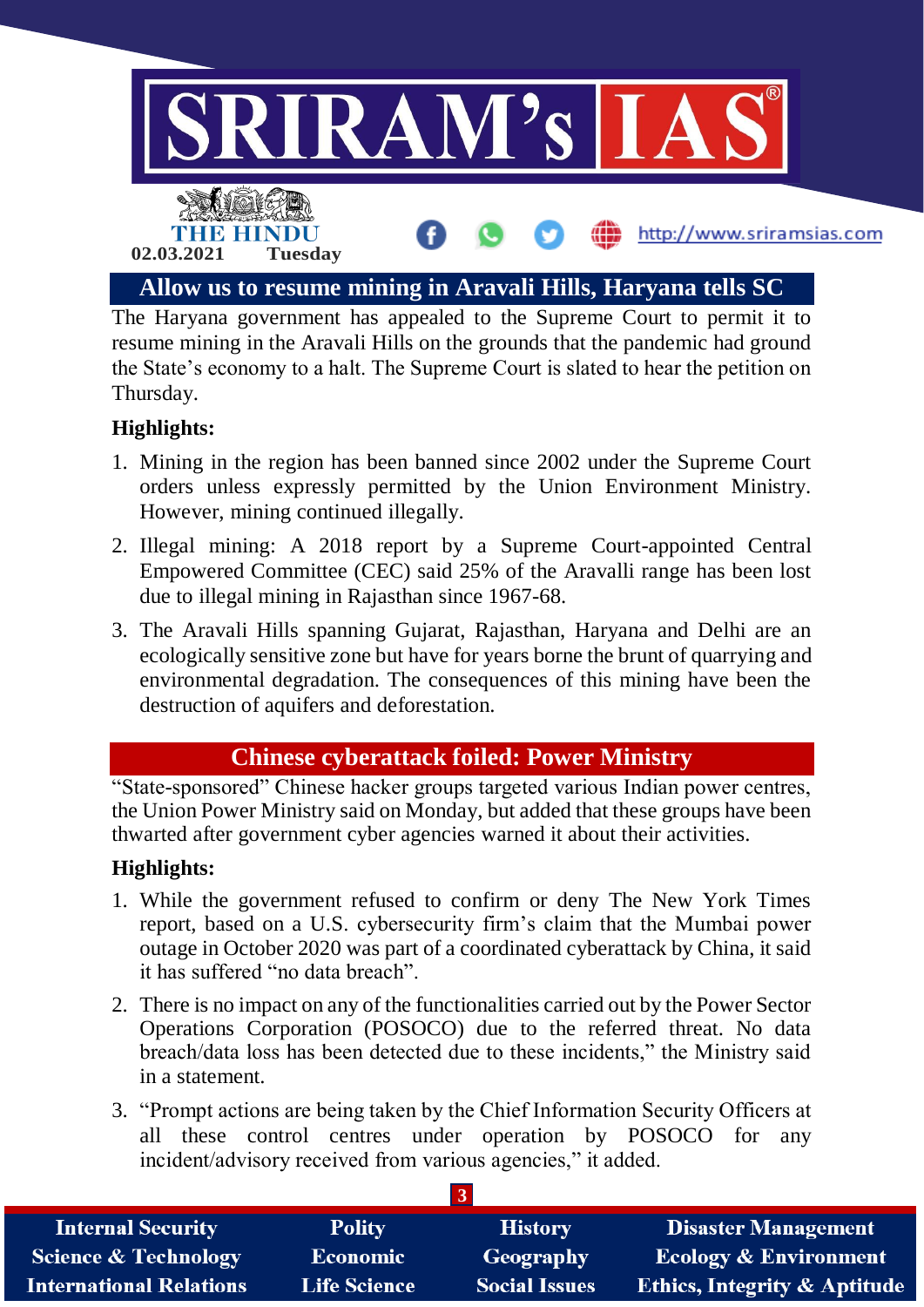## Allow us to resume mining in Aravali Hills, Haryana tells SC

The Haryana government has appealed to the Supreme Court to permit it to resume mining in the Aravali Hills on the grounds that the pandemic had ground the State's economy to a halt. The Supreme Court is slated to hear the petition on Thursday.

**Highlights:**

1. Mining in the region has been banned since 2002 under the Supreme Court orders unless expressly permitted by the Union Environment Ministry. However, mining continued illegally.
2. Illegal mining: A 2018 report by a Supreme Court-appointed Central Empowered Committee (CEC) said 25% of the Aravalli range has been lost due to illegal mining in Rajasthan since 1967-68.
3. The Aravali Hills spanning Gujarat, Rajasthan, Haryana and Delhi are an ecologically sensitive zone but have for years borne the brunt of quarrying and environmental degradation. The consequences of this mining have been the destruction of aquifers and deforestation.

## Chinese cyberattack foiled: Power Ministry

"State-sponsored" Chinese hacker groups targeted various Indian power centres, the Union Power Ministry said on Monday, but added that these groups have been thwarted after government cyber agencies warned it about their activities.

**Highlights:**

1. While the government refused to confirm or deny The New York Times report, based on a U.S. cybersecurity firm's claim that the Mumbai power outage in October 2020 was part of a coordinated cyberattack by China, it said it has suffered "no data breach".
2. There is no impact on any of the functionalities carried out by the Power Sector Operations Corporation (POSOCO) due to the referred threat. No data breach/data loss has been detected due to these incidents," the Ministry said in a statement.
3. "Prompt actions are being taken by the Chief Information Security Officers at all these control centres under operation by POSOCO for any incident/advisory received from various agencies," it added.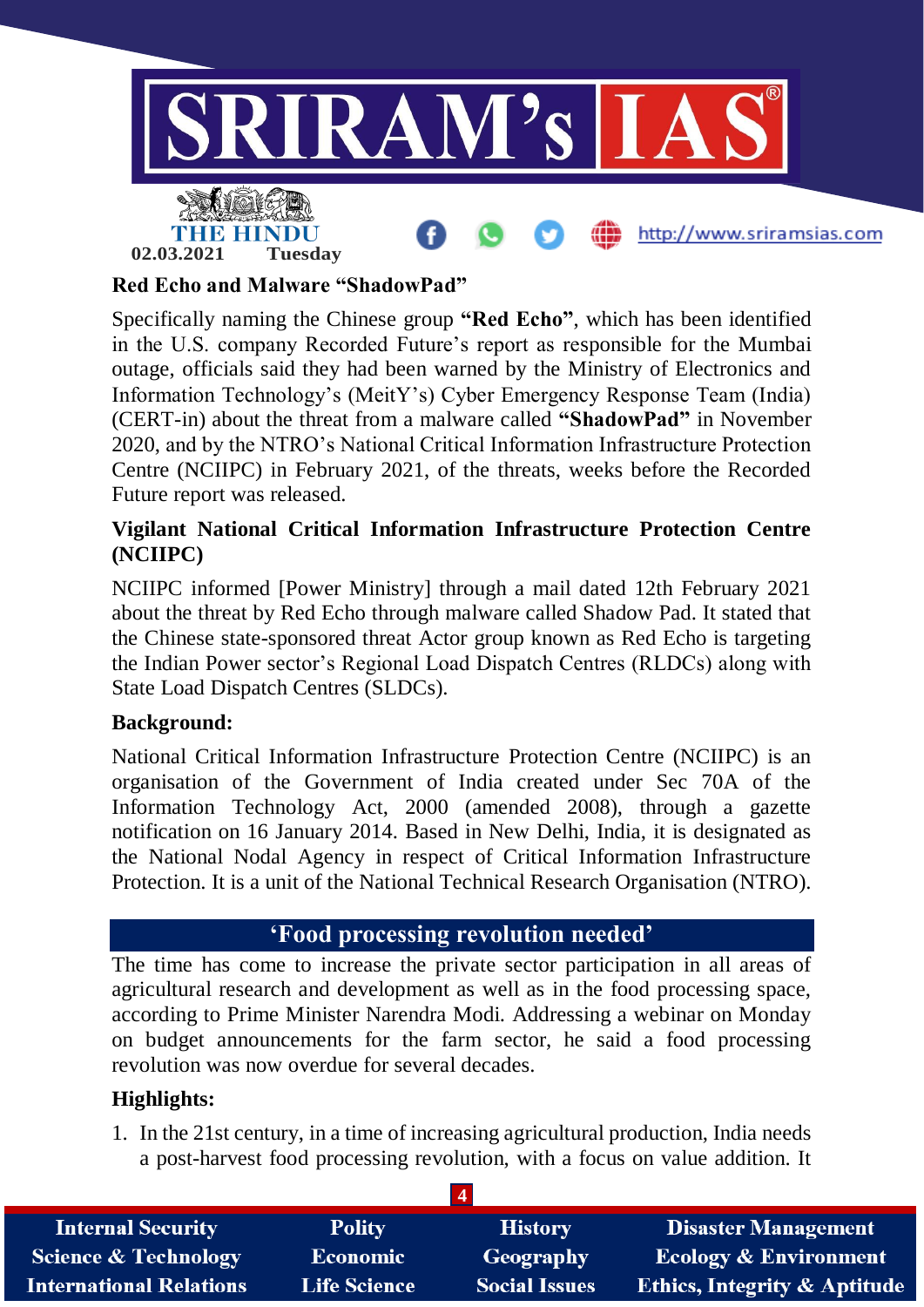## Red Echo and Malware "ShadowPad"

Specifically naming the Chinese group **"Red Echo"**, which has been identified in the U.S. company Recorded Future's report as responsible for the Mumbai outage, officials said they had been warned by the Ministry of Electronics and Information Technology's (MeitY's) Cyber Emergency Response Team (India) (CERT-in) about the threat from a malware called **"ShadowPad"** in November 2020, and by the NTRO's National Critical Information Infrastructure Protection Centre (NCIIPC) in February 2021, of the threats, weeks before the Recorded Future report was released.

## Vigilant National Critical Information Infrastructure Protection Centre (NCIIPC)

NCIIPC informed [Power Ministry] through a mail dated 12th February 2021 about the threat by Red Echo through malware called Shadow Pad. It stated that the Chinese state-sponsored threat Actor group known as Red Echo is targeting the Indian Power sector's Regional Load Dispatch Centres (RLDCs) along with State Load Dispatch Centres (SLDCs).

## Background:

National Critical Information Infrastructure Protection Centre (NCIIPC) is an organisation of the Government of India created under Sec 70A of the Information Technology Act, 2000 (amended 2008), through a gazette notification on 16 January 2014. Based in New Delhi, India, it is designated as the National Nodal Agency in respect of Critical Information Infrastructure Protection. It is a unit of the National Technical Research Organisation (NTRO).

# 'Food processing revolution needed'

The time has come to increase the private sector participation in all areas of agricultural research and development as well as in the food processing space, according to Prime Minister Narendra Modi. Addressing a webinar on Monday on budget announcements for the farm sector, he said a food processing revolution was now overdue for several decades.

## Highlights:

1. In the 21st century, in a time of increasing agricultural production, India needs a post-harvest food processing revolution, with a focus on value addition. It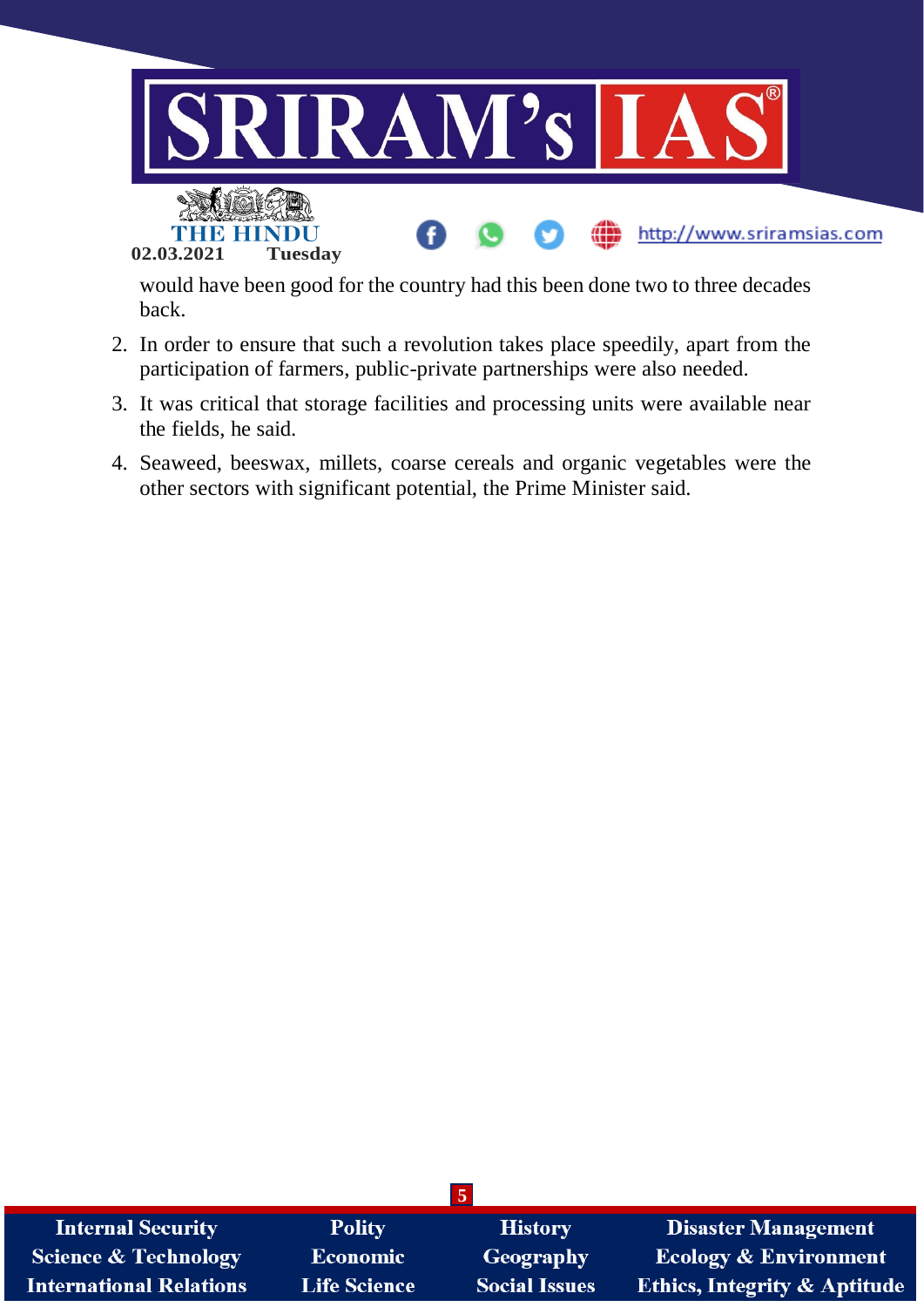would have been good for the country had this been done two to three decades back.

2. In order to ensure that such a revolution takes place speedily, apart from the participation of farmers, public-private partnerships were also needed.
3. It was critical that storage facilities and processing units were available near the fields, he said.
4. Seaweed, beeswax, millets, coarse cereals and organic vegetables were the other sectors with significant potential, the Prime Minister said.